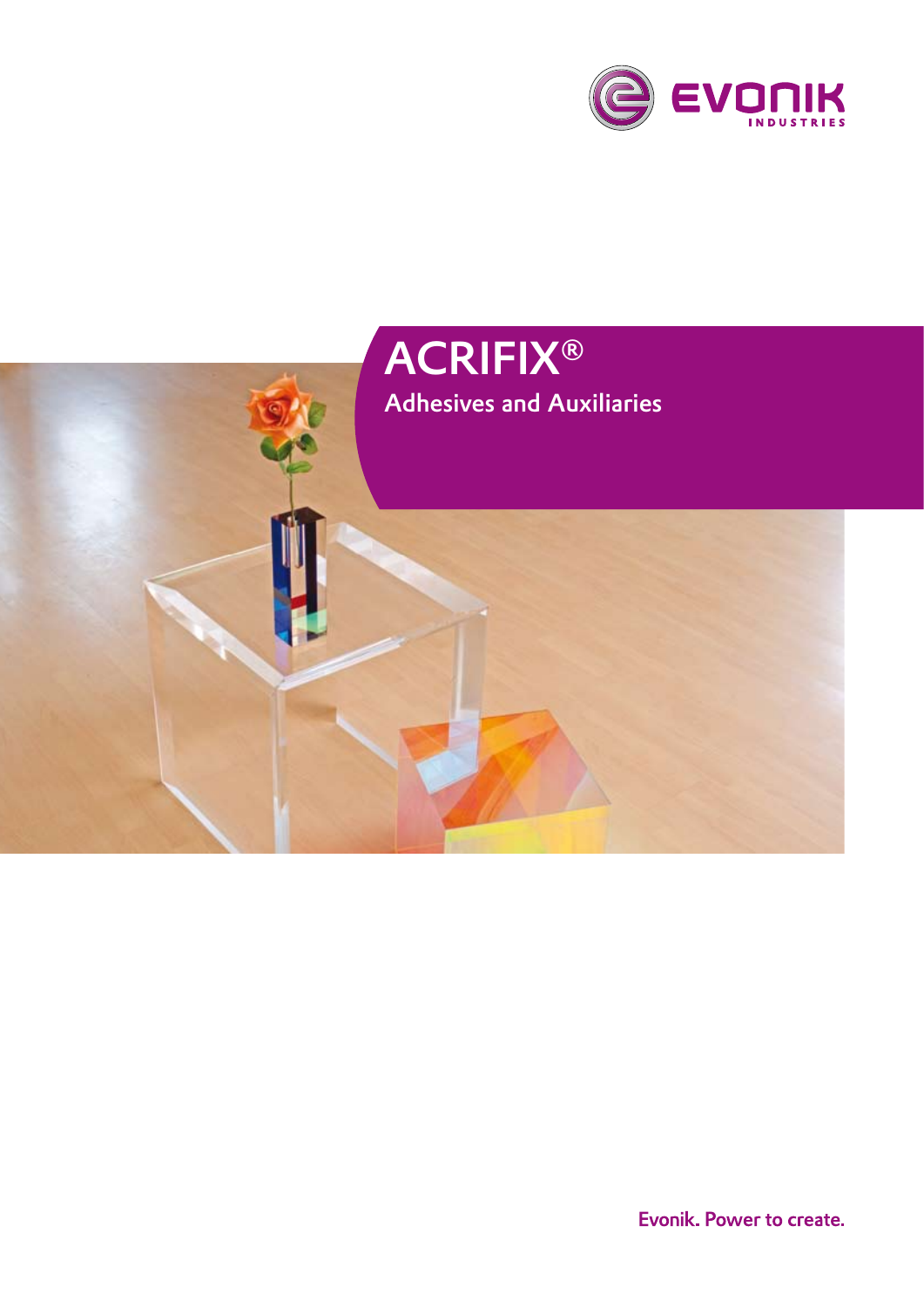# ACRIFIX®

## Adhesives and Auxiliaries

Evonik. Power to create.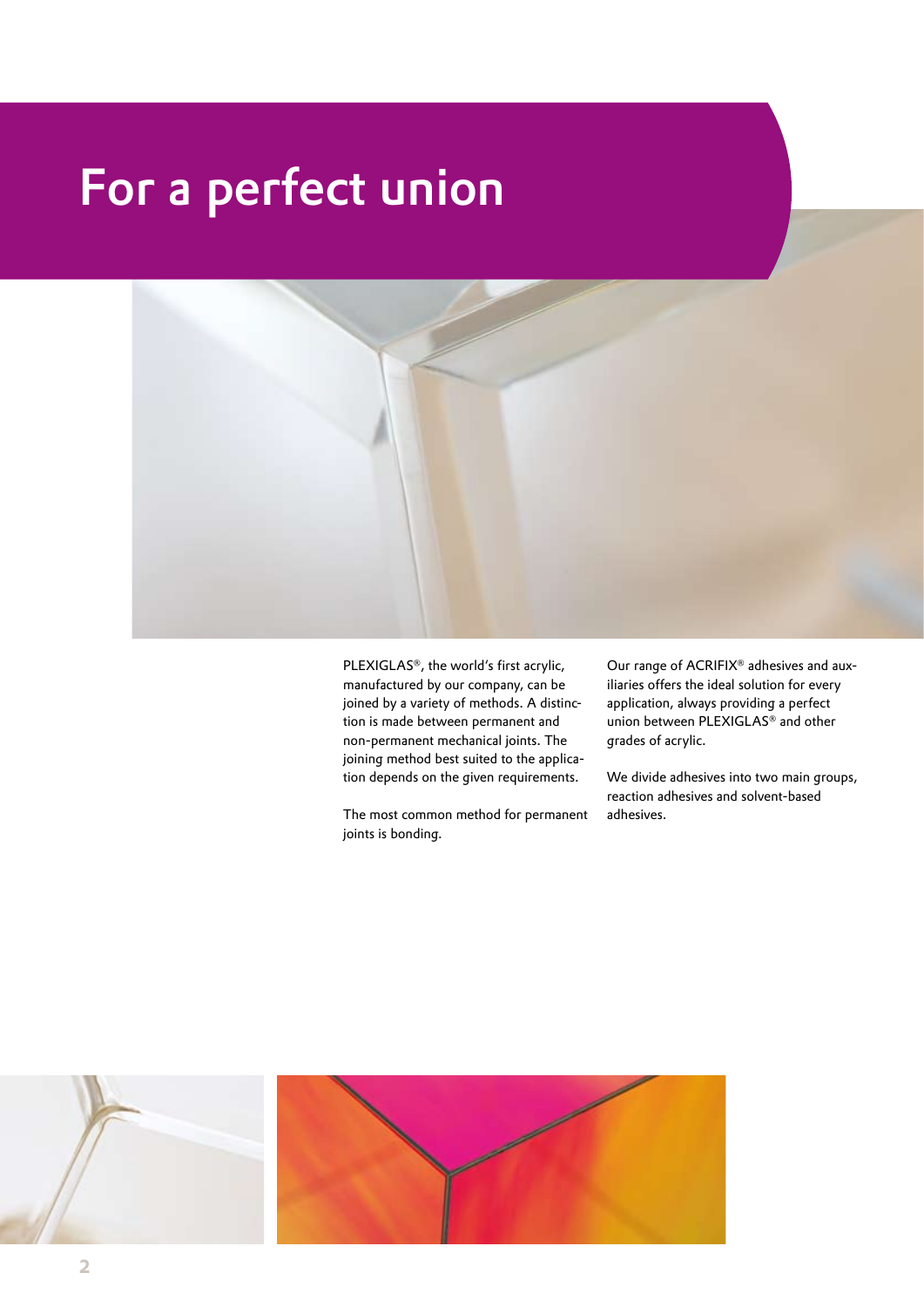# For a perfect union

PLEXIGLAS®, the world's first acrylic, manufactured by our company, can be joined by a variety of methods. A distinction is made between permanent and non-permanent mechanical joints. The joining method best suited to the application depends on the given requirements.

The most common method for permanent joints is bonding.

Our range of ACRIFIX® adhesives and auxiliaries offers the ideal solution for every application, always providing a perfect union between PLEXIGLAS® and other grades of acrylic.

We divide adhesives into two main groups, reaction adhesives and solvent-based adhesives.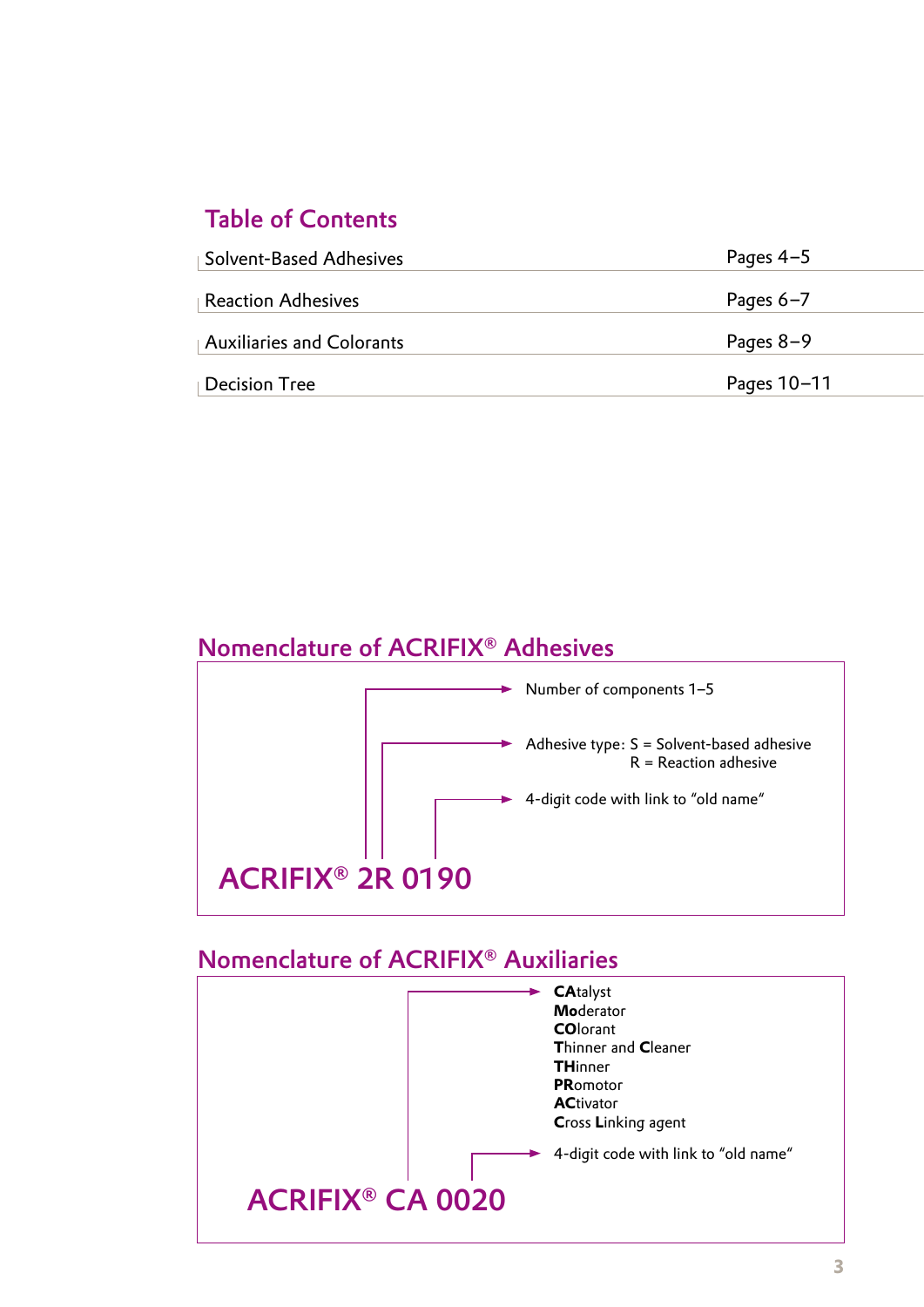## Table of Contents

| | |
|---|---|
| Solvent-Based Adhesives | Pages 4–5 |
| Reaction Adhesives | Pages 6–7 |
| Auxiliaries and Colorants | Pages 8–9 |
| Decision Tree | Pages 10–11 |

## Nomenclature of ACRIFIX® Adhesives

**ACRIFIX® 2R 0190**

- 2 → Number of components 1–5
- R → Adhesive type: S = Solvent-based adhesive, R = Reaction adhesive
- 0190 → 4-digit code with link to "old name"

## Nomenclature of ACRIFIX® Auxiliaries

**ACRIFIX® CA 0020**

- CA →
  - **CA**talyst
  - **Mo**derator
  - **CO**lorant
  - **T**hinner and **C**leaner
  - **TH**inner
  - **PR**omotor
  - **AC**tivator
  - **C**ross **L**inking agent
- 0020 → 4-digit code with link to "old name"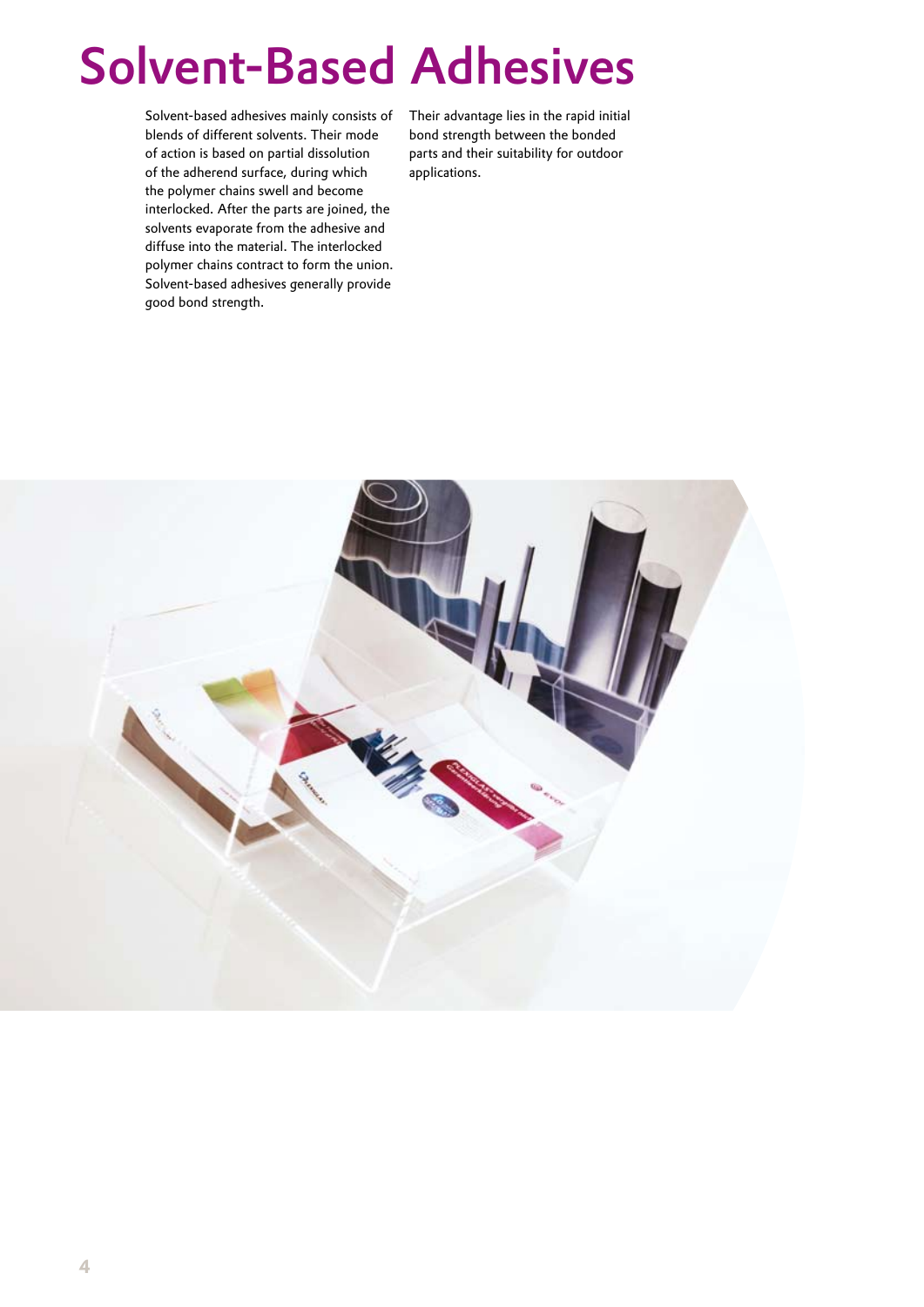# Solvent-Based Adhesives

Solvent-based adhesives mainly consists of blends of different solvents. Their mode of action is based on partial dissolution of the adherend surface, during which the polymer chains swell and become interlocked. After the parts are joined, the solvents evaporate from the adhesive and diffuse into the material. The interlocked polymer chains contract to form the union. Solvent-based adhesives generally provide good bond strength.

Their advantage lies in the rapid initial bond strength between the bonded parts and their suitability for outdoor applications.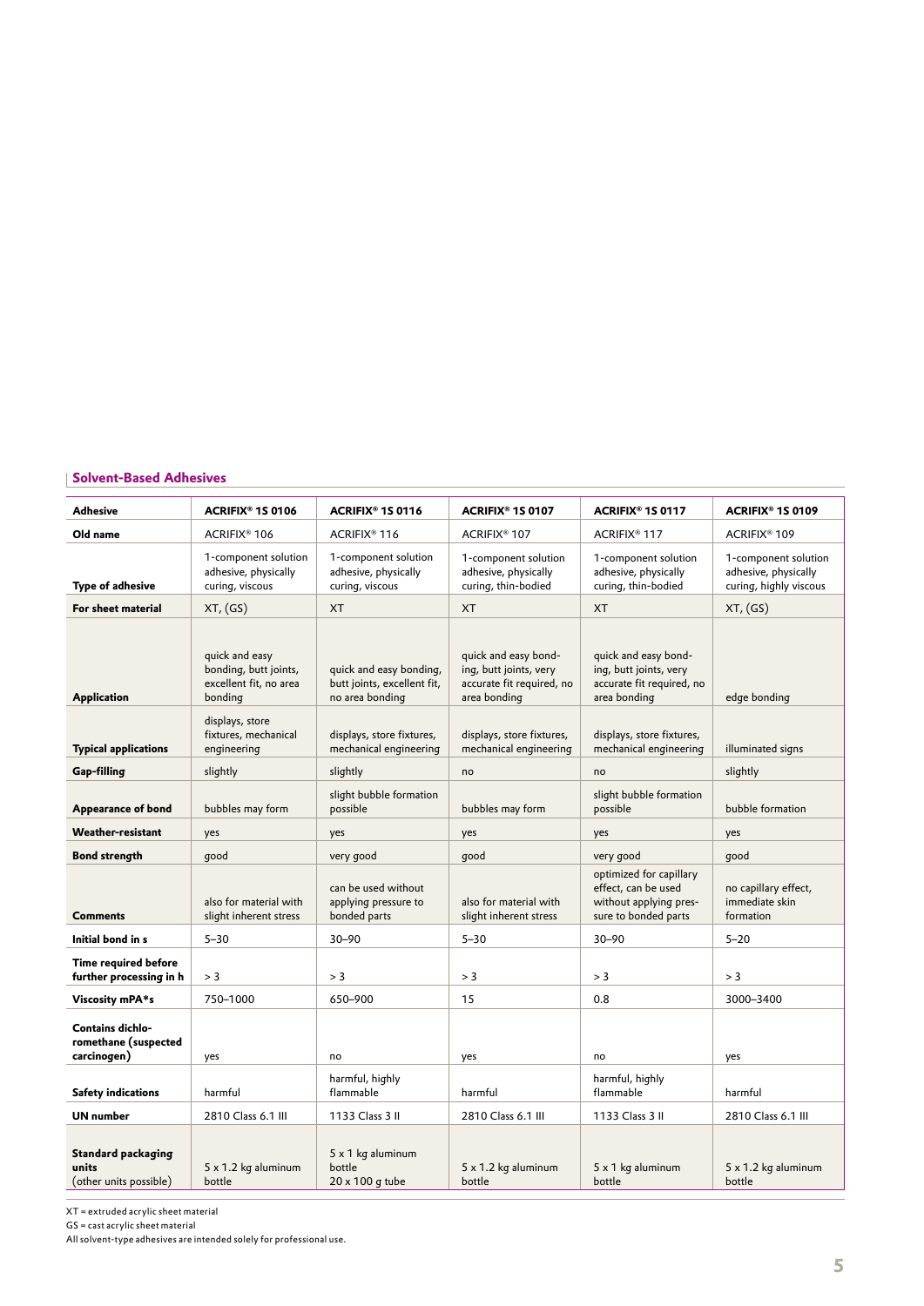## Solvent-Based Adhesives

| Adhesive | ACRIFIX® 1S 0106 | ACRIFIX® 1S 0116 | ACRIFIX® 1S 0107 | ACRIFIX® 1S 0117 | ACRIFIX® 1S 0109 |
|---|---|---|---|---|---|
| **Old name** | ACRIFIX® 106 | ACRIFIX® 116 | ACRIFIX® 107 | ACRIFIX® 117 | ACRIFIX® 109 |
| **Type of adhesive** | 1-component solution adhesive, physically curing, viscous | 1-component solution adhesive, physically curing, viscous | 1-component solution adhesive, physically curing, thin-bodied | 1-component solution adhesive, physically curing, thin-bodied | 1-component solution adhesive, physically curing, highly viscous |
| **For sheet material** | XT, (GS) | XT | XT | XT | XT, (GS) |
| **Application** | quick and easy bonding, butt joints, excellent fit, no area bonding | quick and easy bonding, butt joints, excellent fit, no area bonding | quick and easy bonding, butt joints, very accurate fit required, no area bonding | quick and easy bonding, butt joints, very accurate fit required, no area bonding | edge bonding |
| **Typical applications** | displays, store fixtures, mechanical engineering | displays, store fixtures, mechanical engineering | displays, store fixtures, mechanical engineering | displays, store fixtures, mechanical engineering | illuminated signs |
| **Gap-filling** | slightly | slightly | no | no | slightly |
| **Appearance of bond** | bubbles may form | slight bubble formation possible | bubbles may form | slight bubble formation possible | bubble formation |
| **Weather-resistant** | yes | yes | yes | yes | yes |
| **Bond strength** | good | very good | good | very good | good |
| **Comments** | also for material with slight inherent stress | can be used without applying pressure to bonded parts | also for material with slight inherent stress | optimized for capillary effect, can be used without applying pressure to bonded parts | no capillary effect, immediate skin formation |
| **Initial bond in s** | 5–30 | 30–90 | 5–30 | 30–90 | 5–20 |
| **Time required before further processing in h** | > 3 | > 3 | > 3 | > 3 | > 3 |
| **Viscosity mPA*s** | 750–1000 | 650–900 | 15 | 0.8 | 3000–3400 |
| **Contains dichloromethane (suspected carcinogen)** | yes | no | yes | no | yes |
| **Safety indications** | harmful | harmful, highly flammable | harmful | harmful, highly flammable | harmful |
| **UN number** | 2810 Class 6.1 III | 1133 Class 3 II | 2810 Class 6.1 III | 1133 Class 3 II | 2810 Class 6.1 III |
| **Standard packaging units** (other units possible) | 5 x 1.2 kg aluminum bottle | 5 x 1 kg aluminum bottle 20 x 100 g tube | 5 x 1.2 kg aluminum bottle | 5 x 1 kg aluminum bottle | 5 x 1.2 kg aluminum bottle |

XT = extruded acrylic sheet material

GS = cast acrylic sheet material

All solvent-type adhesives are intended solely for professional use.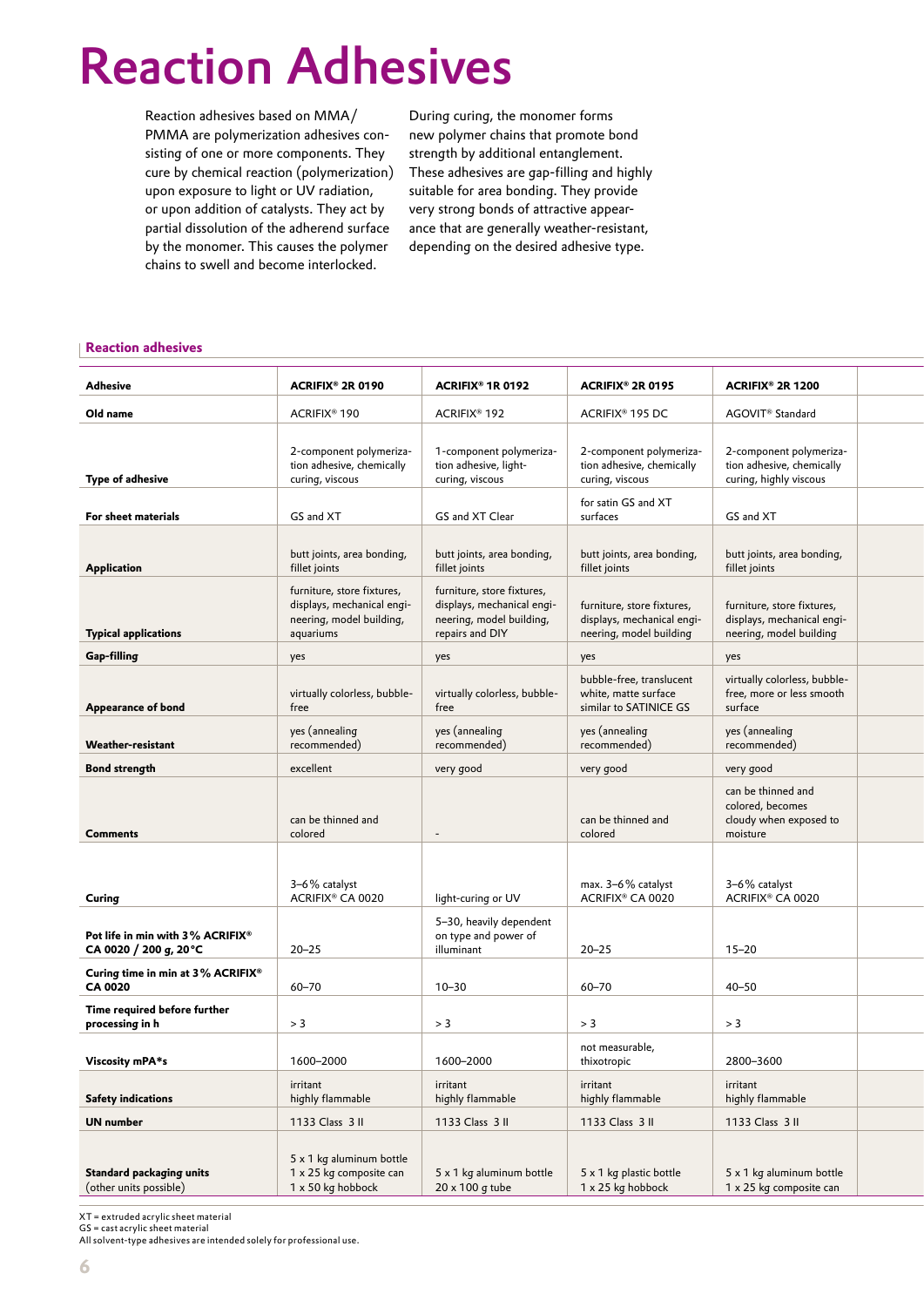# Reaction Adhesives

Reaction adhesives based on MMA/PMMA are polymerization adhesives consisting of one or more components. They cure by chemical reaction (polymerization) upon exposure to light or UV radiation, or upon addition of catalysts. They act by partial dissolution of the adherend surface by the monomer. This causes the polymer chains to swell and become interlocked.

During curing, the monomer forms new polymer chains that promote bond strength by additional entanglement. These adhesives are gap-filling and highly suitable for area bonding. They provide very strong bonds of attractive appearance that are generally weather-resistant, depending on the desired adhesive type.

## Reaction adhesives

| Adhesive | ACRIFIX® 2R 0190 | ACRIFIX® 1R 0192 | ACRIFIX® 2R 0195 | ACRIFIX® 2R 1200 |
|---|---|---|---|---|
| Old name | ACRIFIX® 190 | ACRIFIX® 192 | ACRIFIX® 195 DC | AGOVIT® Standard |
| Type of adhesive | 2-component polymerization adhesive, chemically curing, viscous | 1-component polymerization adhesive, light-curing, viscous | 2-component polymerization adhesive, chemically curing, viscous | 2-component polymerization adhesive, chemically curing, highly viscous |
| For sheet materials | GS and XT | GS and XT Clear | for satin GS and XT surfaces | GS and XT |
| Application | butt joints, area bonding, fillet joints | butt joints, area bonding, fillet joints | butt joints, area bonding, fillet joints | butt joints, area bonding, fillet joints |
| Typical applications | furniture, store fixtures, displays, mechanical engineering, model building, aquariums | furniture, store fixtures, displays, mechanical engineering, model building, repairs and DIY | furniture, store fixtures, displays, mechanical engineering, model building | furniture, store fixtures, displays, mechanical engineering, model building |
| Gap-filling | yes | yes | yes | yes |
| Appearance of bond | virtually colorless, bubble-free | virtually colorless, bubble-free | bubble-free, translucent white, matte surface similar to SATINICE GS | virtually colorless, bubble-free, more or less smooth surface |
| Weather-resistant | yes (annealing recommended) | yes (annealing recommended) | yes (annealing recommended) | yes (annealing recommended) |
| Bond strength | excellent | very good | very good | very good |
| Comments | can be thinned and colored | - | can be thinned and colored | can be thinned and colored, becomes cloudy when exposed to moisture |
| Curing | 3–6% catalyst ACRIFIX® CA 0020 | light-curing or UV | max. 3–6% catalyst ACRIFIX® CA 0020 | 3–6% catalyst ACRIFIX® CA 0020 |
| Pot life in min with 3% ACRIFIX® CA 0020 / 200 g, 20°C | 20–25 | 5–30, heavily dependent on type and power of illuminant | 20–25 | 15–20 |
| Curing time in min at 3% ACRIFIX® CA 0020 | 60–70 | 10–30 | 60–70 | 40–50 |
| Time required before further processing in h | > 3 | > 3 | > 3 | > 3 |
| Viscosity mPA*s | 1600–2000 | 1600–2000 | not measurable, thixotropic | 2800–3600 |
| Safety indications | irritant highly flammable | irritant highly flammable | irritant highly flammable | irritant highly flammable |
| UN number | 1133 Class 3 II | 1133 Class 3 II | 1133 Class 3 II | 1133 Class 3 II |
| Standard packaging units (other units possible) | 5 x 1 kg aluminum bottle, 1 x 25 kg composite can, 1 x 50 kg hobbock | 5 x 1 kg aluminum bottle, 20 x 100 g tube | 5 x 1 kg plastic bottle, 1 x 25 kg hobbock | 5 x 1 kg aluminum bottle, 1 x 25 kg composite can |

XT = extruded acrylic sheet material
GS = cast acrylic sheet material
All solvent-type adhesives are intended solely for professional use.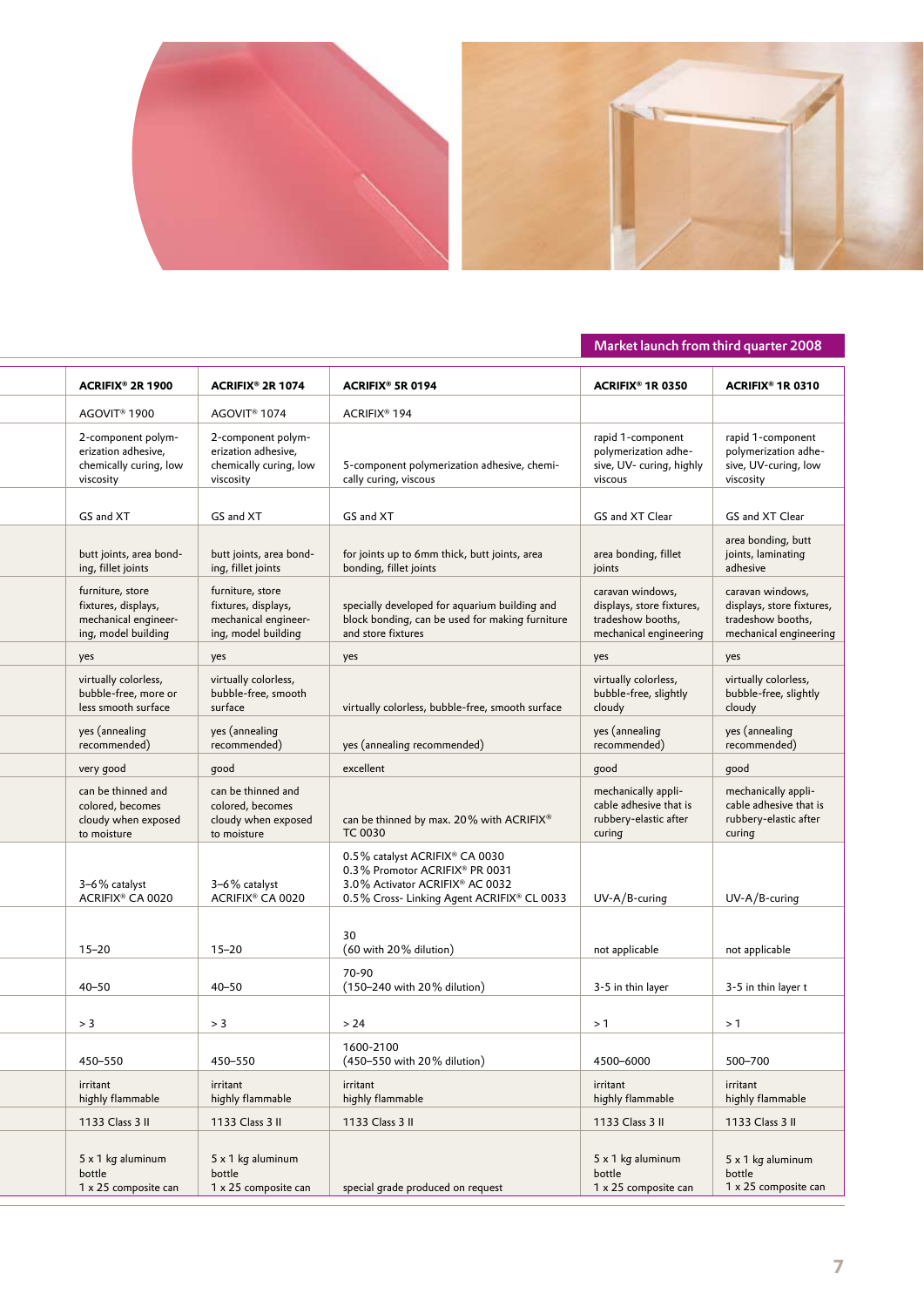Market launch from third quarter 2008

| | ACRIFIX® 2R 1900 | ACRIFIX® 2R 1074 | ACRIFIX® 5R 0194 | ACRIFIX® 1R 0350 | ACRIFIX® 1R 0310 |
|---|---|---|---|---|---|
| | AGOVIT® 1900 | AGOVIT® 1074 | ACRIFIX® 194 | | |
| | 2-component polymerization adhesive, chemically curing, low viscosity | 2-component polymerization adhesive, chemically curing, low viscosity | 5-component polymerization adhesive, chemically curing, viscous | rapid 1-component polymerization adhesive, UV- curing, highly viscous | rapid 1-component polymerization adhesive, UV-curing, low viscosity |
| | GS and XT | GS and XT | GS and XT | GS and XT Clear | GS and XT Clear |
| | butt joints, area bonding, fillet joints | butt joints, area bonding, fillet joints | for joints up to 6mm thick, butt joints, area bonding, fillet joints | area bonding, fillet joints | area bonding, butt joints, laminating adhesive |
| | furniture, store fixtures, displays, mechanical engineering, model building | furniture, store fixtures, displays, mechanical engineering, model building | specially developed for aquarium building and block bonding, can be used for making furniture and store fixtures | caravan windows, displays, store fixtures, tradeshow booths, mechanical engineering | caravan windows, displays, store fixtures, tradeshow booths, mechanical engineering |
| | yes | yes | yes | yes | yes |
| | virtually colorless, bubble-free, more or less smooth surface | virtually colorless, bubble-free, smooth surface | virtually colorless, bubble-free, smooth surface | virtually colorless, bubble-free, slightly cloudy | virtually colorless, bubble-free, slightly cloudy |
| | yes (annealing recommended) | yes (annealing recommended) | yes (annealing recommended) | yes (annealing recommended) | yes (annealing recommended) |
| | very good | good | excellent | good | good |
| | can be thinned and colored, becomes cloudy when exposed to moisture | can be thinned and colored, becomes cloudy when exposed to moisture | can be thinned by max. 20% with ACRIFIX® TC 0030 | mechanically applicable adhesive that is rubbery-elastic after curing | mechanically applicable adhesive that is rubbery-elastic after curing |
| | 3–6% catalyst ACRIFIX® CA 0020 | 3–6% catalyst ACRIFIX® CA 0020 | 0.5% catalyst ACRIFIX® CA 0030<br>0.3% Promotor ACRIFIX® PR 0031<br>3.0% Activator ACRIFIX® AC 0032<br>0.5% Cross- Linking Agent ACRIFIX® CL 0033 | UV-A/B-curing | UV-A/B-curing |
| | 15–20 | 15–20 | 30<br>(60 with 20% dilution) | not applicable | not applicable |
| | 40–50 | 40–50 | 70-90<br>(150–240 with 20% dilution) | 3-5 in thin layer | 3-5 in thin layer t |
| | > 3 | > 3 | > 24 | > 1 | > 1 |
| | 450–550 | 450–550 | 1600-2100<br>(450–550 with 20% dilution) | 4500–6000 | 500–700 |
| | irritant<br>highly flammable | irritant<br>highly flammable | irritant<br>highly flammable | irritant<br>highly flammable | irritant<br>highly flammable |
| | 1133 Class 3 II | 1133 Class 3 II | 1133 Class 3 II | 1133 Class 3 II | 1133 Class 3 II |
| | 5 x 1 kg aluminum bottle<br>1 x 25 composite can | 5 x 1 kg aluminum bottle<br>1 x 25 composite can | special grade produced on request | 5 x 1 kg aluminum bottle<br>1 x 25 composite can | 5 x 1 kg aluminum bottle<br>1 x 25 composite can |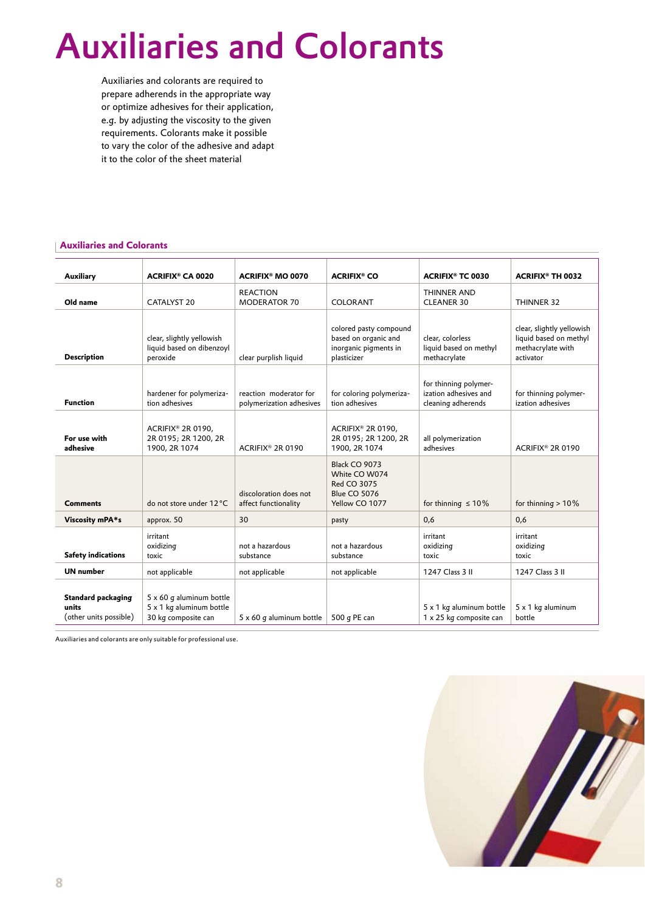# Auxiliaries and Colorants

Auxiliaries and colorants are required to prepare adherends in the appropriate way or optimize adhesives for their application, e.g. by adjusting the viscosity to the given requirements. Colorants make it possible to vary the color of the adhesive and adapt it to the color of the sheet material

## Auxiliaries and Colorants

| **Auxiliary** | **ACRIFIX® CA 0020** | **ACRIFIX® MO 0070** | **ACRIFIX® CO** | **ACRIFIX® TC 0030** | **ACRIFIX® TH 0032** |
|---|---|---|---|---|---|
| **Old name** | CATALYST 20 | REACTION MODERATOR 70 | COLORANT | THINNER AND CLEANER 30 | THINNER 32 |
| **Description** | clear, slightly yellowish liquid based on dibenzoyl peroxide | clear purplish liquid | colored pasty compound based on organic and inorganic pigments in plasticizer | clear, colorless liquid based on methyl methacrylate | clear, slightly yellowish liquid based on methyl methacrylate with activator |
| **Function** | hardener for polymerization adhesives | reaction moderator for polymerization adhesives | for coloring polymerization adhesives | for thinning polymerization adhesives and cleaning adherends | for thinning polymerization adhesives |
| **For use with adhesive** | ACRIFIX® 2R 0190, 2R 0195; 2R 1200, 2R 1900, 2R 1074 | ACRIFIX® 2R 0190 | ACRIFIX® 2R 0190, 2R 0195; 2R 1200, 2R 1900, 2R 1074 | all polymerization adhesives | ACRIFIX® 2R 0190 |
| **Comments** | do not store under 12 °C | discoloration does not affect functionality | Black CO 9073<br>White CO W074<br>Red CO 3075<br>Blue CO 5076<br>Yellow CO 1077 | for thinning ≤ 10 % | for thinning > 10 % |
| **Viscosity mPA*s** | approx. 50 | 30 | pasty | 0,6 | 0,6 |
| **Safety indications** | irritant<br>oxidizing<br>toxic | not a hazardous substance | not a hazardous substance | irritant<br>oxidizing<br>toxic | irritant<br>oxidizing<br>toxic |
| **UN number** | not applicable | not applicable | not applicable | 1247 Class 3 II | 1247 Class 3 II |
| **Standard packaging units** (other units possible) | 5 x 60 g aluminum bottle<br>5 x 1 kg aluminum bottle<br>30 kg composite can | 5 x 60 g aluminum bottle | 500 g PE can | 5 x 1 kg aluminum bottle<br>1 x 25 kg composite can | 5 x 1 kg aluminum bottle |

Auxiliaries and colorants are only suitable for professional use.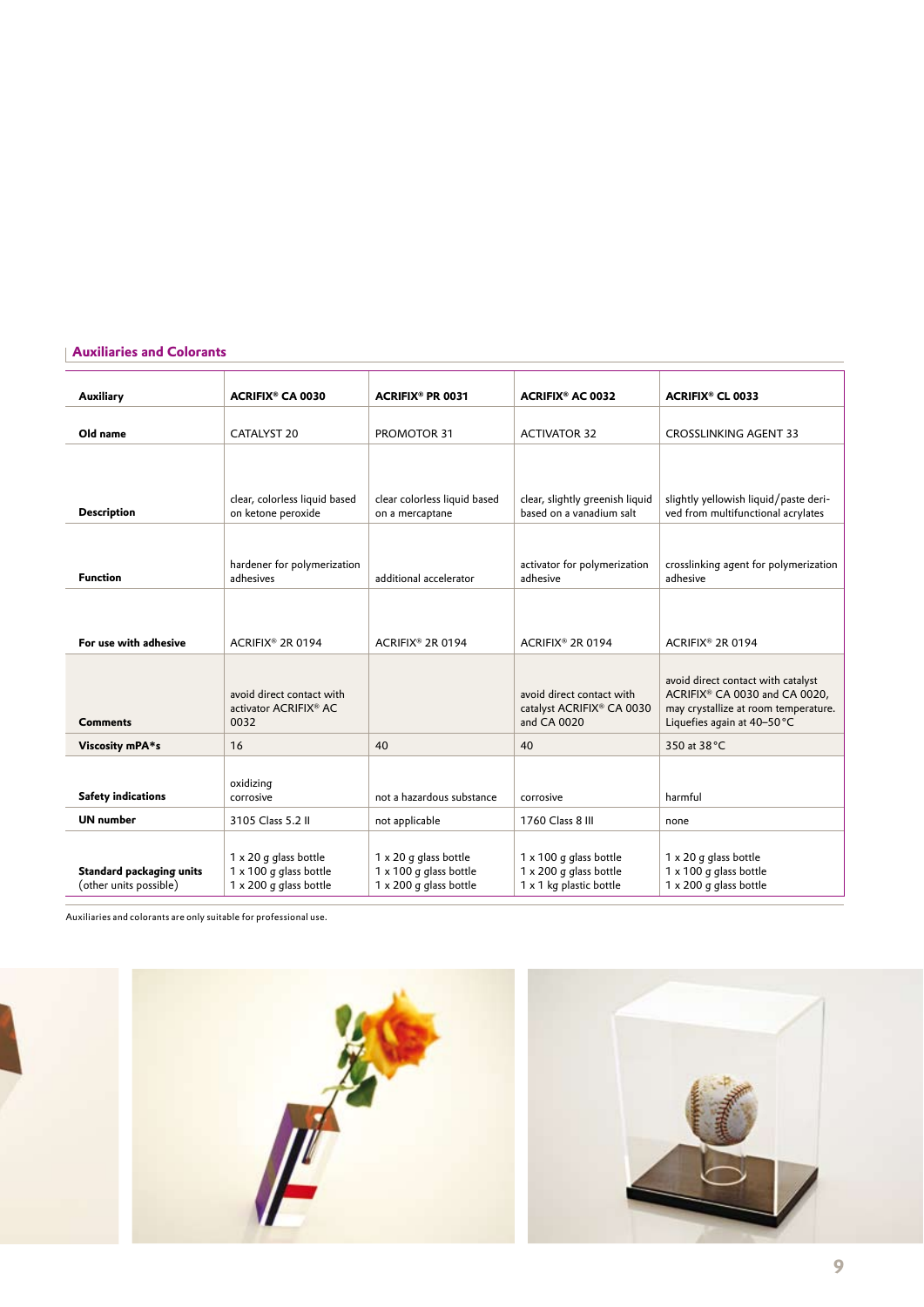## Auxiliaries and Colorants

| Auxiliary | ACRIFIX® CA 0030 | ACRIFIX® PR 0031 | ACRIFIX® AC 0032 | ACRIFIX® CL 0033 |
|---|---|---|---|---|
| **Old name** | CATALYST 20 | PROMOTOR 31 | ACTIVATOR 32 | CROSSLINKING AGENT 33 |
| **Description** | clear, colorless liquid based on ketone peroxide | clear colorless liquid based on a mercaptane | clear, slightly greenish liquid based on a vanadium salt | slightly yellowish liquid/paste derived from multifunctional acrylates |
| **Function** | hardener for polymerization adhesives | additional accelerator | activator for polymerization adhesive | crosslinking agent for polymerization adhesive |
| **For use with adhesive** | ACRIFIX® 2R 0194 | ACRIFIX® 2R 0194 | ACRIFIX® 2R 0194 | ACRIFIX® 2R 0194 |
| **Comments** | avoid direct contact with activator ACRIFIX® AC 0032 | | avoid direct contact with catalyst ACRIFIX® CA 0030 and CA 0020 | avoid direct contact with catalyst ACRIFIX® CA 0030 and CA 0020, may crystallize at room temperature. Liquefies again at 40–50 °C |
| **Viscosity mPA*s** | 16 | 40 | 40 | 350 at 38 °C |
| **Safety indications** | oxidizing<br>corrosive | not a hazardous substance | corrosive | harmful |
| **UN number** | 3105 Class 5.2 II | not applicable | 1760 Class 8 III | none |
| **Standard packaging units** (other units possible) | 1 x 20 g glass bottle<br>1 x 100 g glass bottle<br>1 x 200 g glass bottle | 1 x 20 g glass bottle<br>1 x 100 g glass bottle<br>1 x 200 g glass bottle | 1 x 100 g glass bottle<br>1 x 200 g glass bottle<br>1 x 1 kg plastic bottle | 1 x 20 g glass bottle<br>1 x 100 g glass bottle<br>1 x 200 g glass bottle |

Auxiliaries and colorants are only suitable for professional use.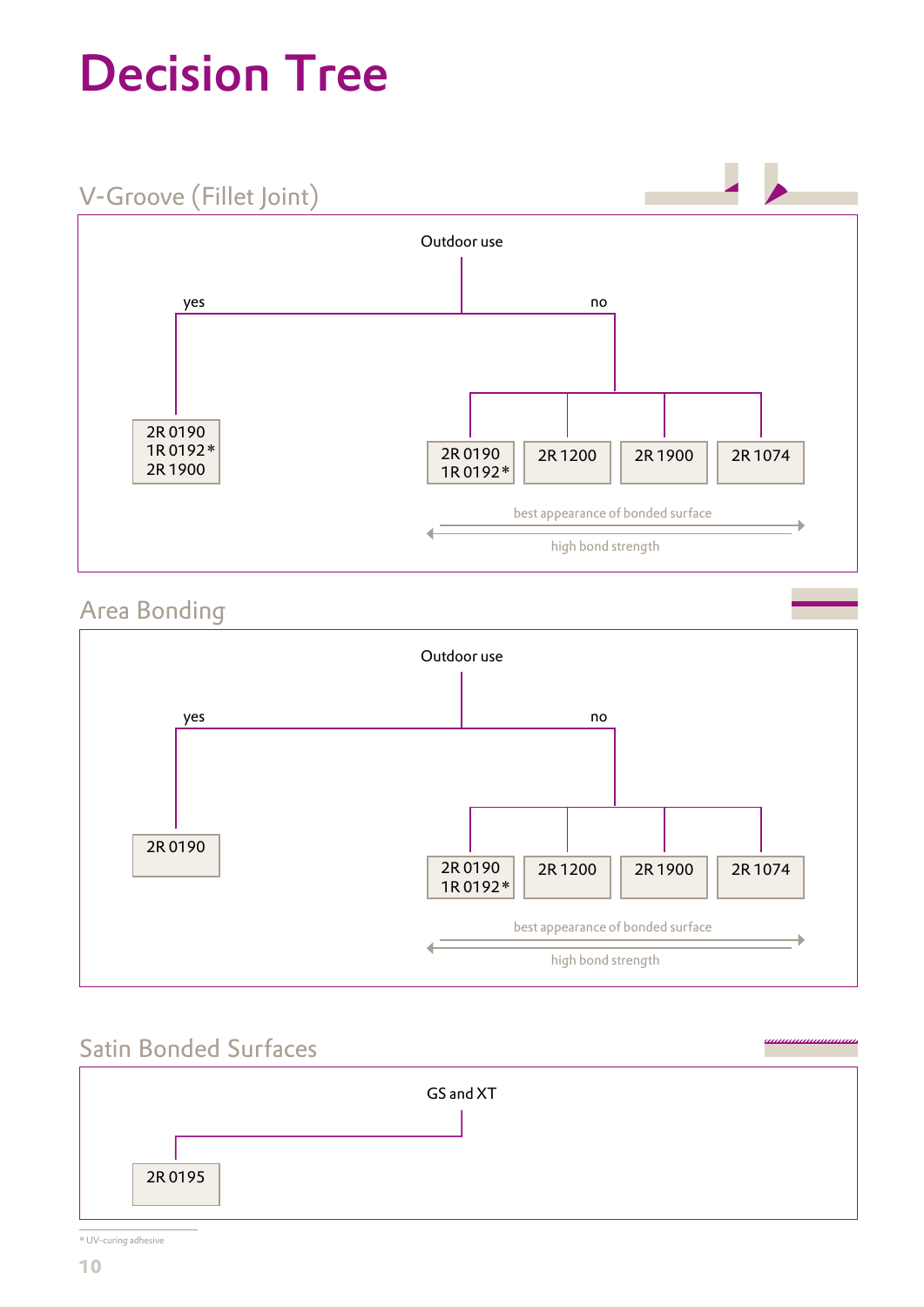# Decision Tree

## V-Groove (Fillet Joint)

Outdoor use

- **yes**
  - 2R 0190
  - 1R 0192*
  - 2R 1900
- **no**
  - 2R 0190 / 1R 0192*
  - 2R 1200
  - 2R 1900
  - 2R 1074

best appearance of bonded surface →

← high bond strength

## Area Bonding

Outdoor use

- **yes**
  - 2R 0190
- **no**
  - 2R 0190 / 1R 0192*
  - 2R 1200
  - 2R 1900
  - 2R 1074

best appearance of bonded surface →

← high bond strength

## Satin Bonded Surfaces

GS and XT

- 2R 0195

\* UV-curing adhesive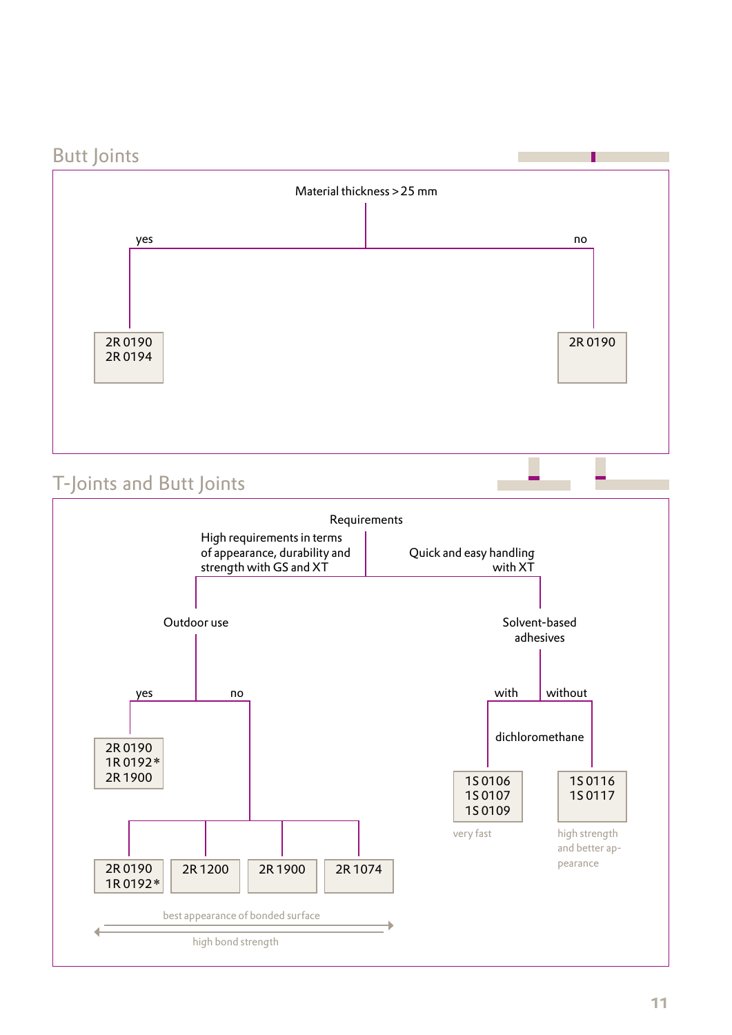## Butt Joints

Material thickness > 25 mm

- yes
  - 2R 0190
  - 2R 0194
- no
  - 2R 0190

## T-Joints and Butt Joints

Requirements

- High requirements in terms of appearance, durability and strength with GS and XT
  - Outdoor use
    - yes
      - 2R 0190
      - 1R 0192*
      - 2R 1900
    - no
      - 2R 0190 / 1R 0192*
      - 2R 1200
      - 2R 1900
      - 2R 1074

      best appearance of bonded surface →

      ← high bond strength
- Quick and easy handling with XT
  - Solvent-based adhesives
    - with dichloromethane
      - 1S 0106
      - 1S 0107
      - 1S 0109

      very fast
    - without dichloromethane
      - 1S 0116
      - 1S 0117

      high strength and better appearance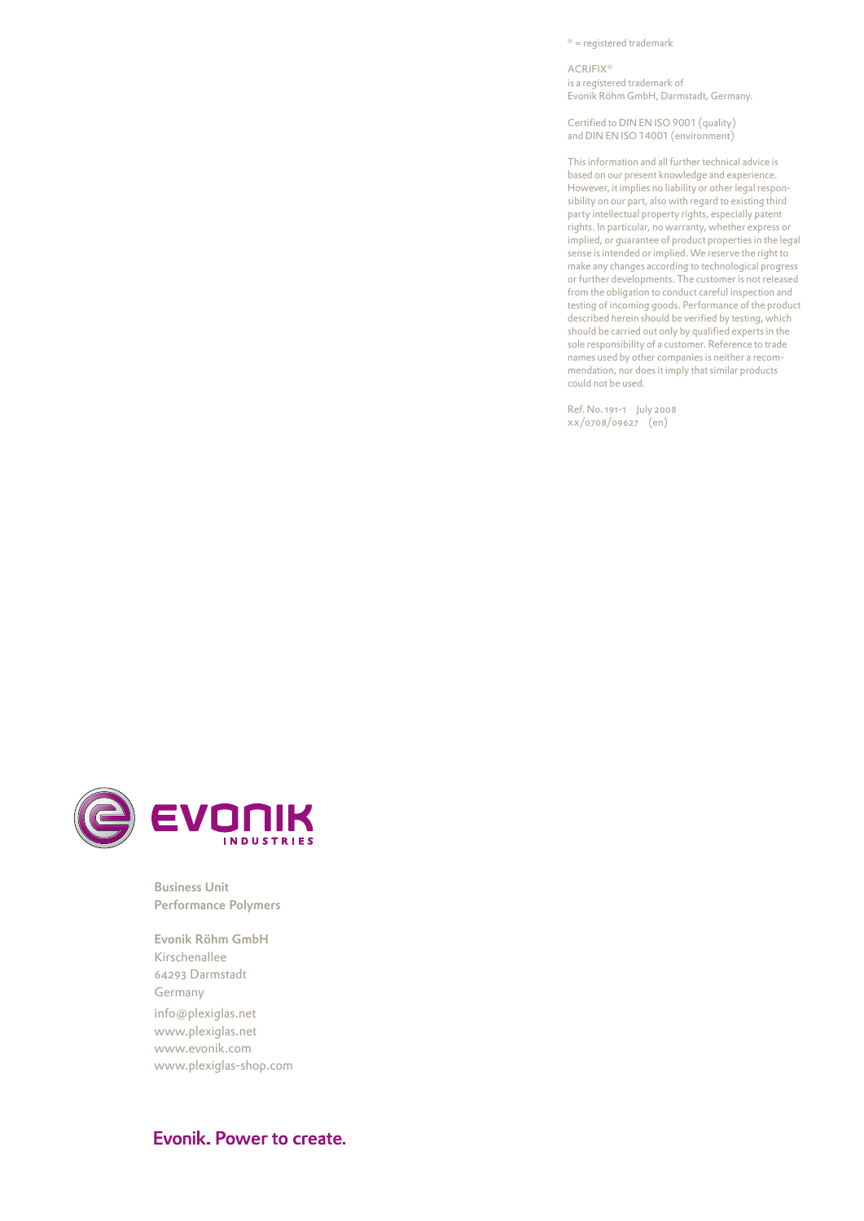® = registered trademark

ACRIFIX®
is a registered trademark of
Evonik Röhm GmbH, Darmstadt, Germany.

Certified to DIN EN ISO 9001 (quality)
and DIN EN ISO 14001 (environment)

This information and all further technical advice is based on our present knowledge and experience. However, it implies no liability or other legal responsibility on our part, also with regard to existing third party intellectual property rights, especially patent rights. In particular, no warranty, whether express or implied, or guarantee of product properties in the legal sense is intended or implied. We reserve the right to make any changes according to technological progress or further developments. The customer is not released from the obligation to conduct careful inspection and testing of incoming goods. Performance of the product described herein should be verified by testing, which should be carried out only by qualified experts in the sole responsibility of a customer. Reference to trade names used by other companies is neither a recommendation, nor does it imply that similar products could not be used.

Ref. No. 191-1 July 2008
xx/0708/09627 (en)

EVONIK INDUSTRIES

Business Unit
Performance Polymers

Evonik Röhm GmbH
Kirschenallee
64293 Darmstadt
Germany
info@plexiglas.net
www.plexiglas.net
www.evonik.com
www.plexiglas-shop.com

**Evonik. Power to create.**